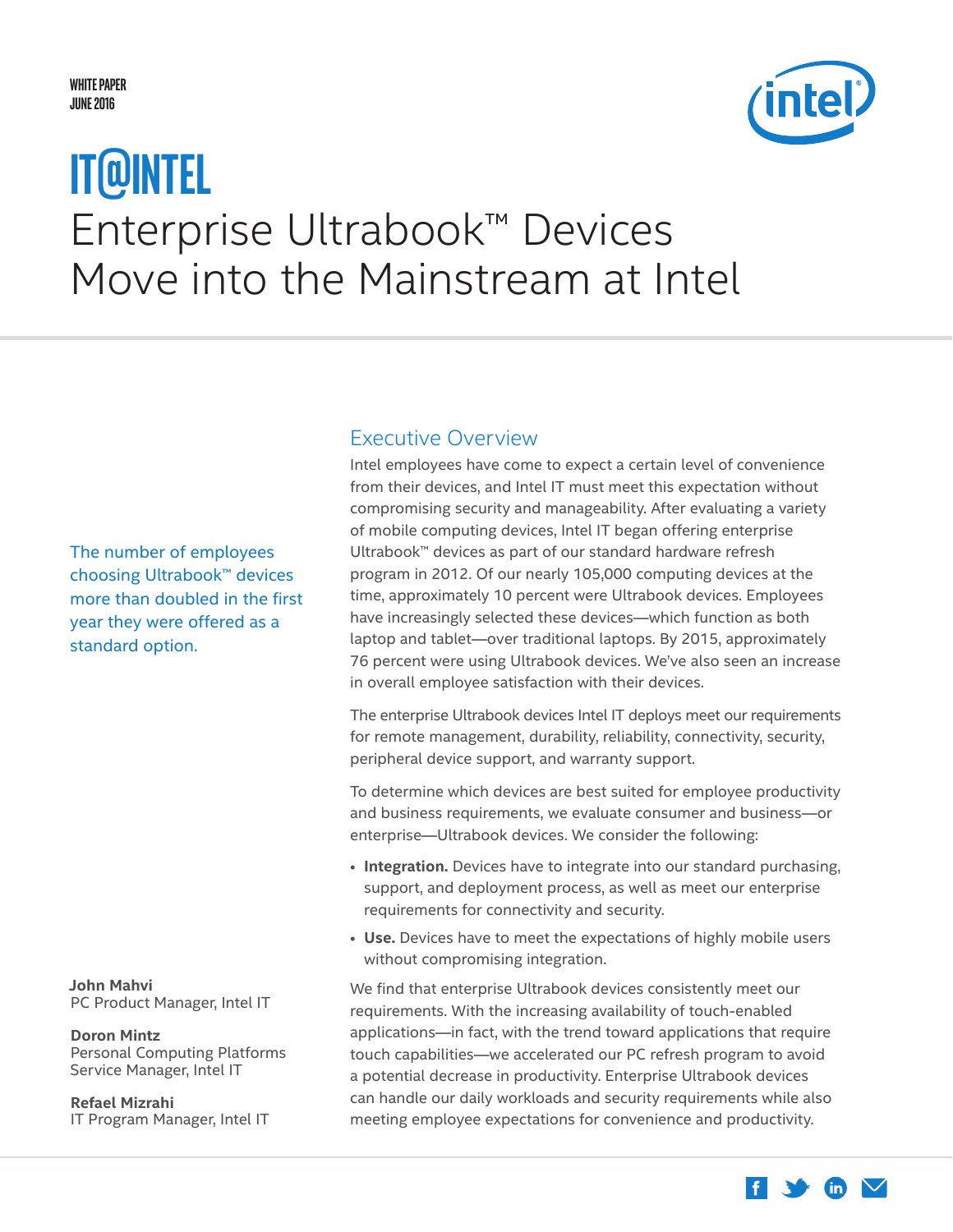WHITE PAPER
JUNE 2016

# IT@INTEL

# Enterprise Ultrabook™ Devices Move into the Mainstream at Intel

The number of employees choosing Ultrabook™ devices more than doubled in the first year they were offered as a standard option.

**John Mahvi**
PC Product Manager, Intel IT

**Doron Mintz**
Personal Computing Platforms Service Manager, Intel IT

**Refael Mizrahi**
IT Program Manager, Intel IT

## Executive Overview

Intel employees have come to expect a certain level of convenience from their devices, and Intel IT must meet this expectation without compromising security and manageability. After evaluating a variety of mobile computing devices, Intel IT began offering enterprise Ultrabook™ devices as part of our standard hardware refresh program in 2012. Of our nearly 105,000 computing devices at the time, approximately 10 percent were Ultrabook devices. Employees have increasingly selected these devices—which function as both laptop and tablet—over traditional laptops. By 2015, approximately 76 percent were using Ultrabook devices. We've also seen an increase in overall employee satisfaction with their devices.

The enterprise Ultrabook devices Intel IT deploys meet our requirements for remote management, durability, reliability, connectivity, security, peripheral device support, and warranty support.

To determine which devices are best suited for employee productivity and business requirements, we evaluate consumer and business—or enterprise—Ultrabook devices. We consider the following:

- **Integration.** Devices have to integrate into our standard purchasing, support, and deployment process, as well as meet our enterprise requirements for connectivity and security.
- **Use.** Devices have to meet the expectations of highly mobile users without compromising integration.

We find that enterprise Ultrabook devices consistently meet our requirements. With the increasing availability of touch-enabled applications—in fact, with the trend toward applications that require touch capabilities—we accelerated our PC refresh program to avoid a potential decrease in productivity. Enterprise Ultrabook devices can handle our daily workloads and security requirements while also meeting employee expectations for convenience and productivity.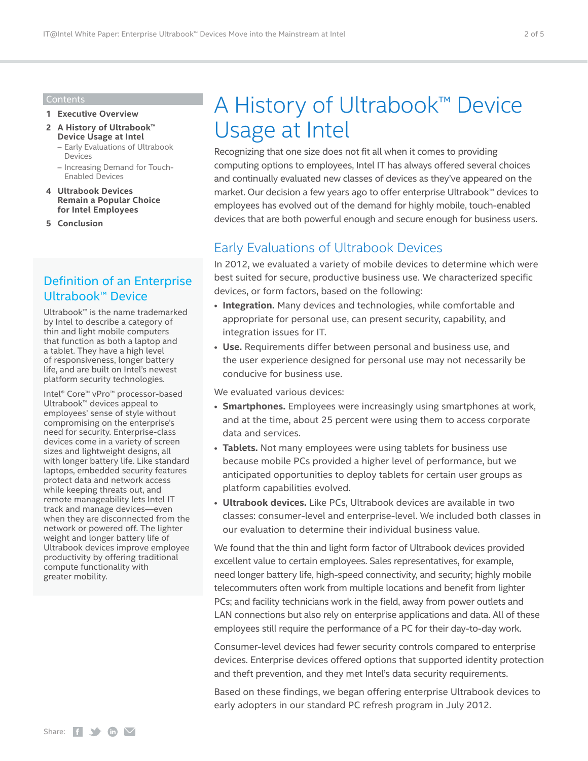## Contents

1 Executive Overview

2 A History of Ultrabook™ Device Usage at Intel
– Early Evaluations of Ultrabook Devices
– Increasing Demand for Touch-Enabled Devices

4 Ultrabook Devices Remain a Popular Choice for Intel Employees

5 Conclusion

## Definition of an Enterprise Ultrabook™ Device

Ultrabook™ is the name trademarked by Intel to describe a category of thin and light mobile computers that function as both a laptop and a tablet. They have a high level of responsiveness, longer battery life, and are built on Intel's newest platform security technologies.

Intel® Core™ vPro™ processor-based Ultrabook™ devices appeal to employees' sense of style without compromising on the enterprise's need for security. Enterprise-class devices come in a variety of screen sizes and lightweight designs, all with longer battery life. Like standard laptops, embedded security features protect data and network access while keeping threats out, and remote manageability lets Intel IT track and manage devices—even when they are disconnected from the network or powered off. The lighter weight and longer battery life of Ultrabook devices improve employee productivity by offering traditional compute functionality with greater mobility.

# A History of Ultrabook™ Device Usage at Intel

Recognizing that one size does not fit all when it comes to providing computing options to employees, Intel IT has always offered several choices and continually evaluated new classes of devices as they've appeared on the market. Our decision a few years ago to offer enterprise Ultrabook™ devices to employees has evolved out of the demand for highly mobile, touch-enabled devices that are both powerful enough and secure enough for business users.

## Early Evaluations of Ultrabook Devices

In 2012, we evaluated a variety of mobile devices to determine which were best suited for secure, productive business use. We characterized specific devices, or form factors, based on the following:

- **Integration.** Many devices and technologies, while comfortable and appropriate for personal use, can present security, capability, and integration issues for IT.
- **Use.** Requirements differ between personal and business use, and the user experience designed for personal use may not necessarily be conducive for business use.

We evaluated various devices:

- **Smartphones.** Employees were increasingly using smartphones at work, and at the time, about 25 percent were using them to access corporate data and services.
- **Tablets.** Not many employees were using tablets for business use because mobile PCs provided a higher level of performance, but we anticipated opportunities to deploy tablets for certain user groups as platform capabilities evolved.
- **Ultrabook devices.** Like PCs, Ultrabook devices are available in two classes: consumer-level and enterprise-level. We included both classes in our evaluation to determine their individual business value.

We found that the thin and light form factor of Ultrabook devices provided excellent value to certain employees. Sales representatives, for example, need longer battery life, high-speed connectivity, and security; highly mobile telecommuters often work from multiple locations and benefit from lighter PCs; and facility technicians work in the field, away from power outlets and LAN connections but also rely on enterprise applications and data. All of these employees still require the performance of a PC for their day-to-day work.

Consumer-level devices had fewer security controls compared to enterprise devices. Enterprise devices offered options that supported identity protection and theft prevention, and they met Intel's data security requirements.

Based on these findings, we began offering enterprise Ultrabook devices to early adopters in our standard PC refresh program in July 2012.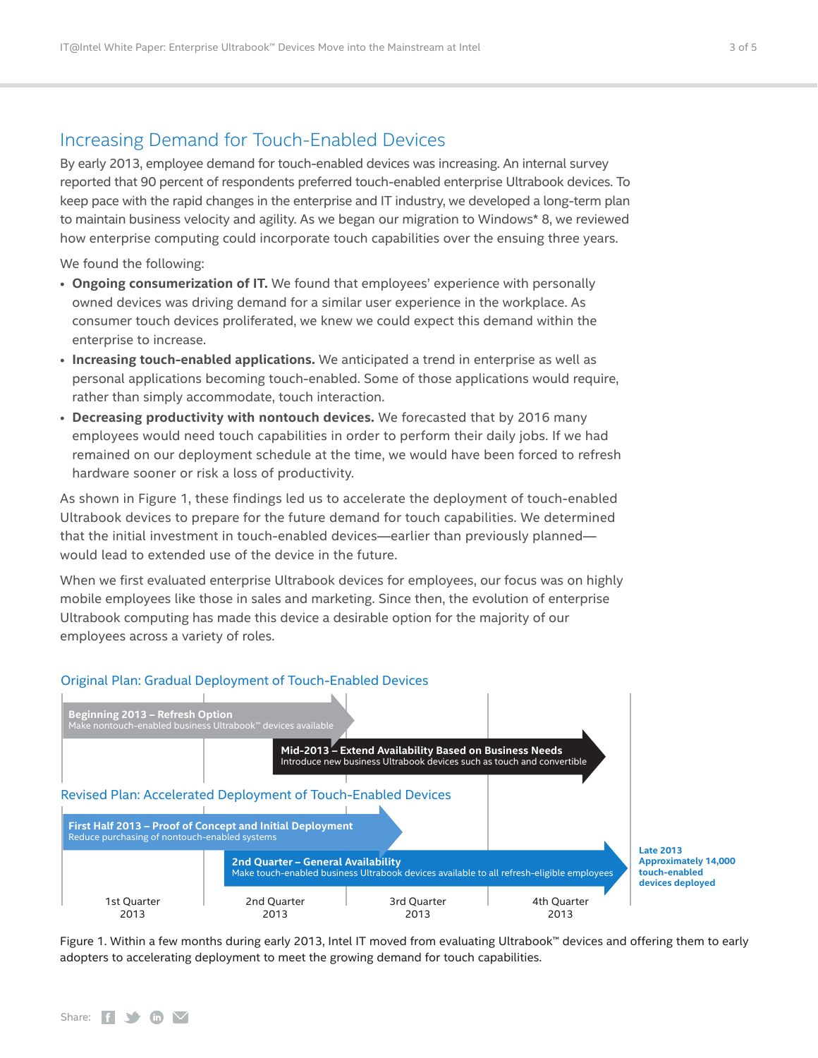## Increasing Demand for Touch-Enabled Devices

By early 2013, employee demand for touch-enabled devices was increasing. An internal survey reported that 90 percent of respondents preferred touch-enabled enterprise Ultrabook devices. To keep pace with the rapid changes in the enterprise and IT industry, we developed a long-term plan to maintain business velocity and agility. As we began our migration to Windows* 8, we reviewed how enterprise computing could incorporate touch capabilities over the ensuing three years.

We found the following:

- **Ongoing consumerization of IT.** We found that employees' experience with personally owned devices was driving demand for a similar user experience in the workplace. As consumer touch devices proliferated, we knew we could expect this demand within the enterprise to increase.
- **Increasing touch-enabled applications.** We anticipated a trend in enterprise as well as personal applications becoming touch-enabled. Some of those applications would require, rather than simply accommodate, touch interaction.
- **Decreasing productivity with nontouch devices.** We forecasted that by 2016 many employees would need touch capabilities in order to perform their daily jobs. If we had remained on our deployment schedule at the time, we would have been forced to refresh hardware sooner or risk a loss of productivity.

As shown in Figure 1, these findings led us to accelerate the deployment of touch-enabled Ultrabook devices to prepare for the future demand for touch capabilities. We determined that the initial investment in touch-enabled devices—earlier than previously planned—would lead to extended use of the device in the future.

When we first evaluated enterprise Ultrabook devices for employees, our focus was on highly mobile employees like those in sales and marketing. Since then, the evolution of enterprise Ultrabook computing has made this device a desirable option for the majority of our employees across a variety of roles.

**Original Plan: Gradual Deployment of Touch-Enabled Devices**

- **Beginning 2013 – Refresh Option** — Make nontouch-enabled business Ultrabook™ devices available
- **Mid-2013 – Extend Availability Based on Business Needs** — Introduce new business Ultrabook devices such as touch and convertible

**Revised Plan: Accelerated Deployment of Touch-Enabled Devices**

- **First Half 2013 – Proof of Concept and Initial Deployment** — Reduce purchasing of nontouch-enabled systems
- **2nd Quarter – General Availability** — Make touch-enabled business Ultrabook devices available to all refresh-eligible employees
- **Late 2013** — Approximately 14,000 touch-enabled devices deployed

1st Quarter 2013 | 2nd Quarter 2013 | 3rd Quarter 2013 | 4th Quarter 2013

Figure 1. Within a few months during early 2013, Intel IT moved from evaluating Ultrabook™ devices and offering them to early adopters to accelerating deployment to meet the growing demand for touch capabilities.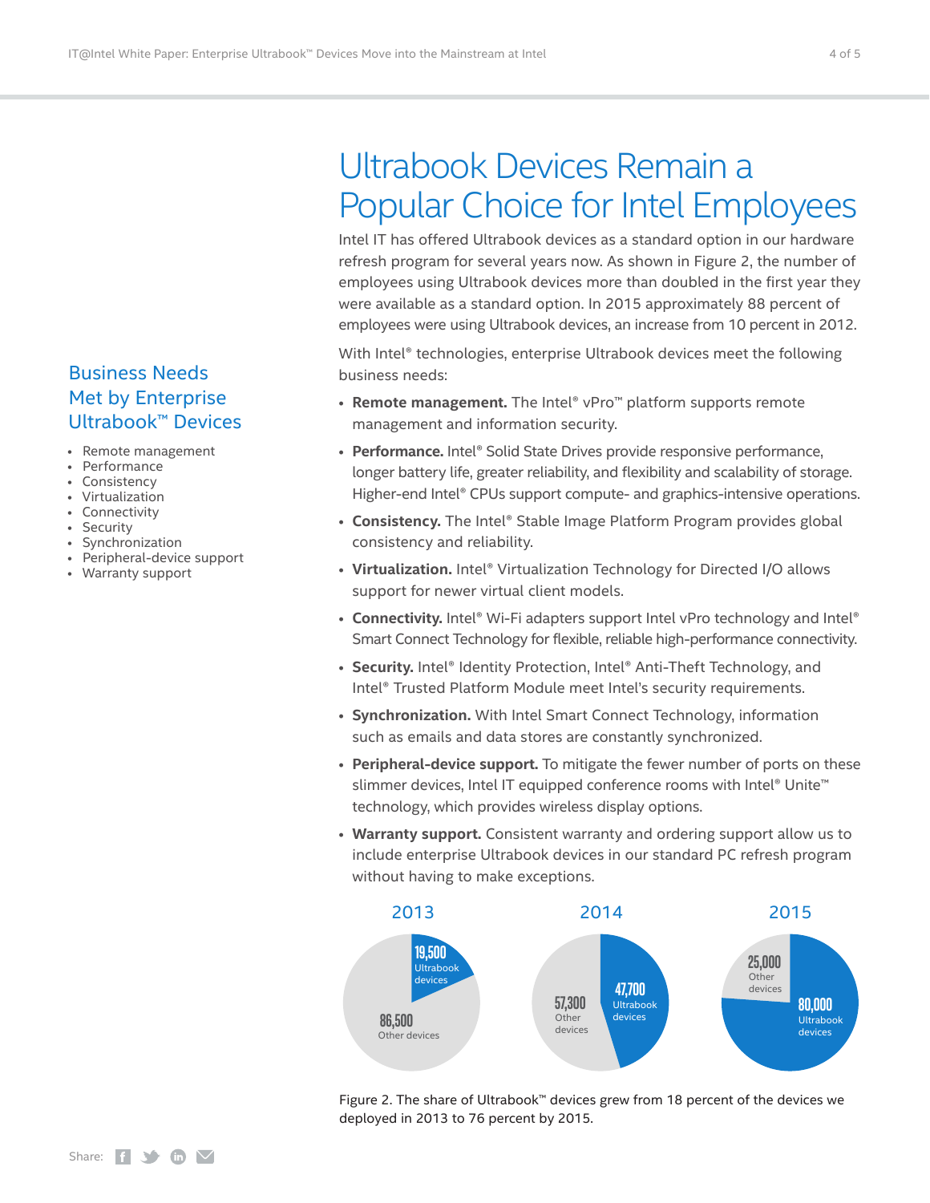## Business Needs Met by Enterprise Ultrabook™ Devices

- Remote management
- Performance
- Consistency
- Virtualization
- Connectivity
- Security
- Synchronization
- Peripheral-device support
- Warranty support

# Ultrabook Devices Remain a Popular Choice for Intel Employees

Intel IT has offered Ultrabook devices as a standard option in our hardware refresh program for several years now. As shown in Figure 2, the number of employees using Ultrabook devices more than doubled in the first year they were available as a standard option. In 2015 approximately 88 percent of employees were using Ultrabook devices, an increase from 10 percent in 2012.

With Intel® technologies, enterprise Ultrabook devices meet the following business needs:

- **Remote management.** The Intel® vPro™ platform supports remote management and information security.
- **Performance.** Intel® Solid State Drives provide responsive performance, longer battery life, greater reliability, and flexibility and scalability of storage. Higher-end Intel® CPUs support compute- and graphics-intensive operations.
- **Consistency.** The Intel® Stable Image Platform Program provides global consistency and reliability.
- **Virtualization.** Intel® Virtualization Technology for Directed I/O allows support for newer virtual client models.
- **Connectivity.** Intel® Wi-Fi adapters support Intel vPro technology and Intel® Smart Connect Technology for flexible, reliable high-performance connectivity.
- **Security.** Intel® Identity Protection, Intel® Anti-Theft Technology, and Intel® Trusted Platform Module meet Intel's security requirements.
- **Synchronization.** With Intel Smart Connect Technology, information such as emails and data stores are constantly synchronized.
- **Peripheral-device support.** To mitigate the fewer number of ports on these slimmer devices, Intel IT equipped conference rooms with Intel® Unite™ technology, which provides wireless display options.
- **Warranty support.** Consistent warranty and ordering support allow us to include enterprise Ultrabook devices in our standard PC refresh program without having to make exceptions.

| Year | Ultrabook devices | Other devices |
|---|---|---|
| 2013 | 19,500 | 86,500 |
| 2014 | 47,700 | 57,300 |
| 2015 | 80,000 | 25,000 |

Figure 2. The share of Ultrabook™ devices grew from 18 percent of the devices we deployed in 2013 to 76 percent by 2015.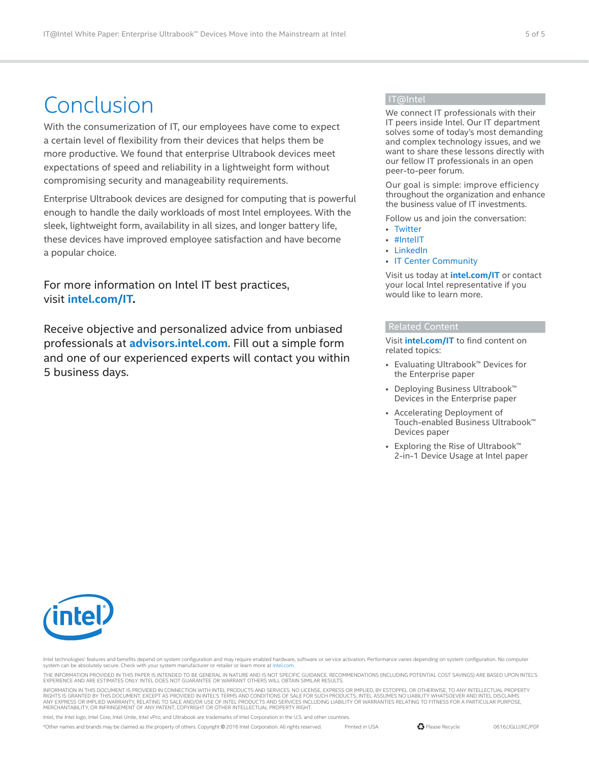# Conclusion

With the consumerization of IT, our employees have come to expect a certain level of flexibility from their devices that helps them be more productive. We found that enterprise Ultrabook devices meet expectations of speed and reliability in a lightweight form without compromising security and manageability requirements.

Enterprise Ultrabook devices are designed for computing that is powerful enough to handle the daily workloads of most Intel employees. With the sleek, lightweight form, availability in all sizes, and longer battery life, these devices have improved employee satisfaction and have become a popular choice.

For more information on Intel IT best practices, visit **intel.com/IT**.

Receive objective and personalized advice from unbiased professionals at **advisors.intel.com**. Fill out a simple form and one of our experienced experts will contact you within 5 business days.

## IT@Intel

We connect IT professionals with their IT peers inside Intel. Our IT department solves some of today's most demanding and complex technology issues, and we want to share these lessons directly with our fellow IT professionals in an open peer-to-peer forum.

Our goal is simple: improve efficiency throughout the organization and enhance the business value of IT investments.

Follow us and join the conversation:

- Twitter
- #IntelIT
- LinkedIn
- IT Center Community

Visit us today at **intel.com/IT** or contact your local Intel representative if you would like to learn more.

## Related Content

Visit **intel.com/IT** to find content on related topics:

- Evaluating Ultrabook™ Devices for the Enterprise paper
- Deploying Business Ultrabook™ Devices in the Enterprise paper
- Accelerating Deployment of Touch-enabled Business Ultrabook™ Devices paper
- Exploring the Rise of Ultrabook™ 2-in-1 Device Usage at Intel paper

Intel technologies' features and benefits depend on system configuration and may require enabled hardware, software or service activation. Performance varies depending on system configuration. No computer system can be absolutely secure. Check with your system manufacturer or retailer or learn more at intel.com.

THE INFORMATION PROVIDED IN THIS PAPER IS INTENDED TO BE GENERAL IN NATURE AND IS NOT SPECIFIC GUIDANCE. RECOMMENDATIONS (INCLUDING POTENTIAL COST SAVINGS) ARE BASED UPON INTEL'S EXPERIENCE AND ARE ESTIMATES ONLY. INTEL DOES NOT GUARANTEE OR WARRANT OTHERS WILL OBTAIN SIMILAR RESULTS.

INFORMATION IN THIS DOCUMENT IS PROVIDED IN CONNECTION WITH INTEL PRODUCTS AND SERVICES. NO LICENSE, EXPRESS OR IMPLIED, BY ESTOPPEL OR OTHERWISE, TO ANY INTELLECTUAL PROPERTY RIGHTS IS GRANTED BY THIS DOCUMENT. EXCEPT AS PROVIDED IN INTEL'S TERMS AND CONDITIONS OF SALE FOR SUCH PRODUCTS, INTEL ASSUMES NO LIABILITY WHATSOEVER AND INTEL DISCLAIMS ANY EXPRESS OR IMPLIED WARRANTY, RELATING TO SALE AND/OR USE OF INTEL PRODUCTS AND SERVICES INCLUDING LIABILITY OR WARRANTIES RELATING TO FITNESS FOR A PARTICULAR PURPOSE, MERCHANTABILITY, OR INFRINGEMENT OF ANY PATENT, COPYRIGHT OR OTHER INTELLECTUAL PROPERTY RIGHT.

Intel, the Intel logo, Intel Core, Intel Unite, Intel vPro, and Ultrabook are trademarks of Intel Corporation in the U.S. and other countries.

*Other names and brands may be claimed as the property of others. Copyright © 2016 Intel Corporation. All rights reserved. Printed in USA Please Recycle 0616/JGLU/KC/PDF